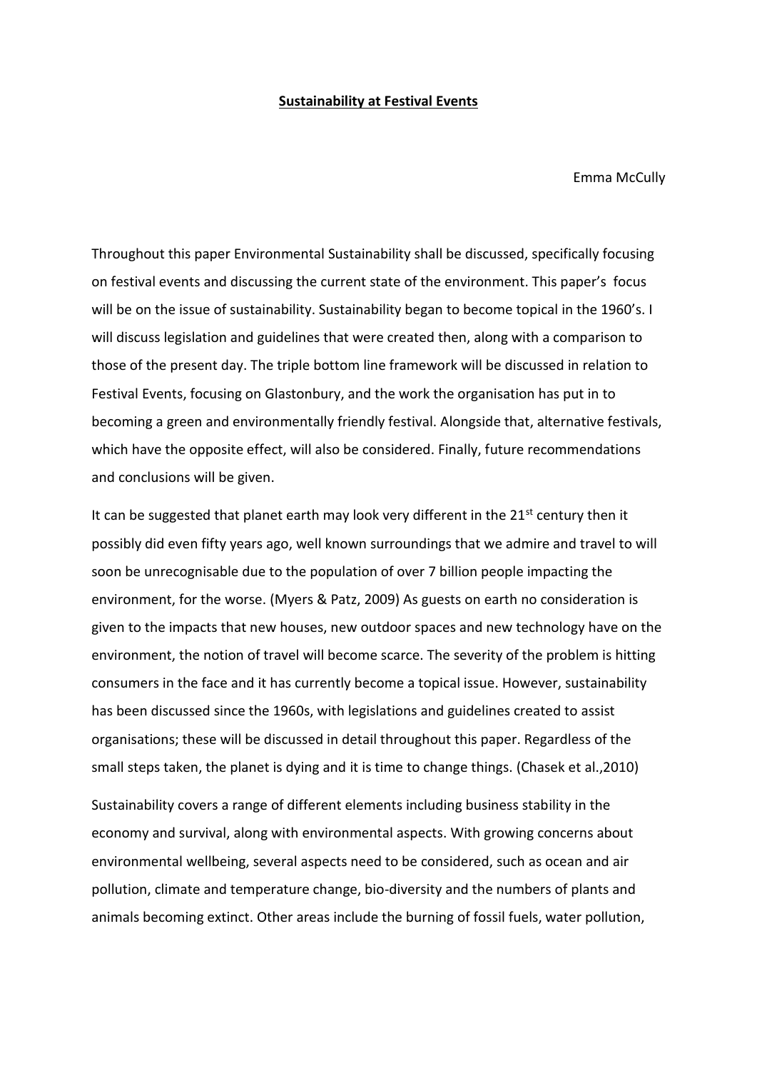# **Sustainability at Festival Events**

Emma McCully

Throughout this paper Environmental Sustainability shall be discussed, specifically focusing on festival events and discussing the current state of the environment. This paper's focus will be on the issue of sustainability. Sustainability began to become topical in the 1960's. I will discuss legislation and guidelines that were created then, along with a comparison to those of the present day. The triple bottom line framework will be discussed in relation to Festival Events, focusing on Glastonbury, and the work the organisation has put in to becoming a green and environmentally friendly festival. Alongside that, alternative festivals, which have the opposite effect, will also be considered. Finally, future recommendations and conclusions will be given.

It can be suggested that planet earth may look very different in the 21st century then it possibly did even fifty years ago, well known surroundings that we admire and travel to will soon be unrecognisable due to the population of over 7 billion people impacting the environment, for the worse. (Myers & Patz, 2009) As guests on earth no consideration is given to the impacts that new houses, new outdoor spaces and new technology have on the environment, the notion of travel will become scarce. The severity of the problem is hitting consumers in the face and it has currently become a topical issue. However, sustainability has been discussed since the 1960s, with legislations and guidelines created to assist organisations; these will be discussed in detail throughout this paper. Regardless of the small steps taken, the planet is dying and it is time to change things. (Chasek et al.,2010)

Sustainability covers a range of different elements including business stability in the economy and survival, along with environmental aspects. With growing concerns about environmental wellbeing, several aspects need to be considered, such as ocean and air pollution, climate and temperature change, bio-diversity and the numbers of plants and animals becoming extinct. Other areas include the burning of fossil fuels, water pollution,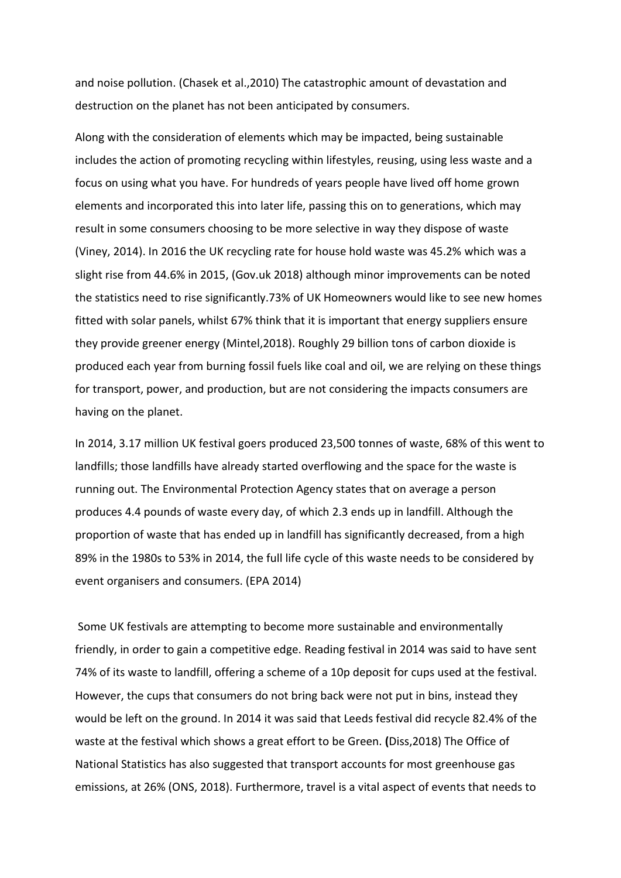and noise pollution. (Chasek et al.,2010) The catastrophic amount of devastation and destruction on the planet has not been anticipated by consumers.

Along with the consideration of elements which may be impacted, being sustainable includes the action of promoting recycling within lifestyles, reusing, using less waste and a focus on using what you have. For hundreds of years people have lived off home grown elements and incorporated this into later life, passing this on to generations, which may result in some consumers choosing to be more selective in way they dispose of waste (Viney, 2014). In 2016 the UK recycling rate for house hold waste was 45.2% which was a slight rise from 44.6% in 2015, (Gov.uk 2018) although minor improvements can be noted the statistics need to rise significantly.73% of UK Homeowners would like to see new homes fitted with solar panels, whilst 67% think that it is important that energy suppliers ensure they provide greener energy (Mintel,2018). Roughly 29 billion tons of carbon dioxide is produced each year from burning fossil fuels like coal and oil, we are relying on these things for transport, power, and production, but are not considering the impacts consumers are having on the planet.

In 2014, 3.17 million UK festival goers produced 23,500 tonnes of waste, 68% of this went to landfills; those landfills have already started overflowing and the space for the waste is running out. The Environmental Protection Agency states that on average a person produces 4.4 pounds of waste every day, of which 2.3 ends up in landfill. Although the proportion of waste that has ended up in landfill has significantly decreased, from a high 89% in the 1980s to 53% in 2014, the full life cycle of this waste needs to be considered by event organisers and consumers. (EPA 2014)

Some UK festivals are attempting to become more sustainable and environmentally friendly, in order to gain a competitive edge. Reading festival in 2014 was said to have sent 74% of its waste to landfill, offering a scheme of a 10p deposit for cups used at the festival. However, the cups that consumers do not bring back were not put in bins, instead they would be left on the ground. In 2014 it was said that Leeds festival did recycle 82.4% of the waste at the festival which shows a great effort to be Green. **(**Diss,2018) The Office of National Statistics has also suggested that transport accounts for most greenhouse gas emissions, at 26% (ONS, 2018). Furthermore, travel is a vital aspect of events that needs to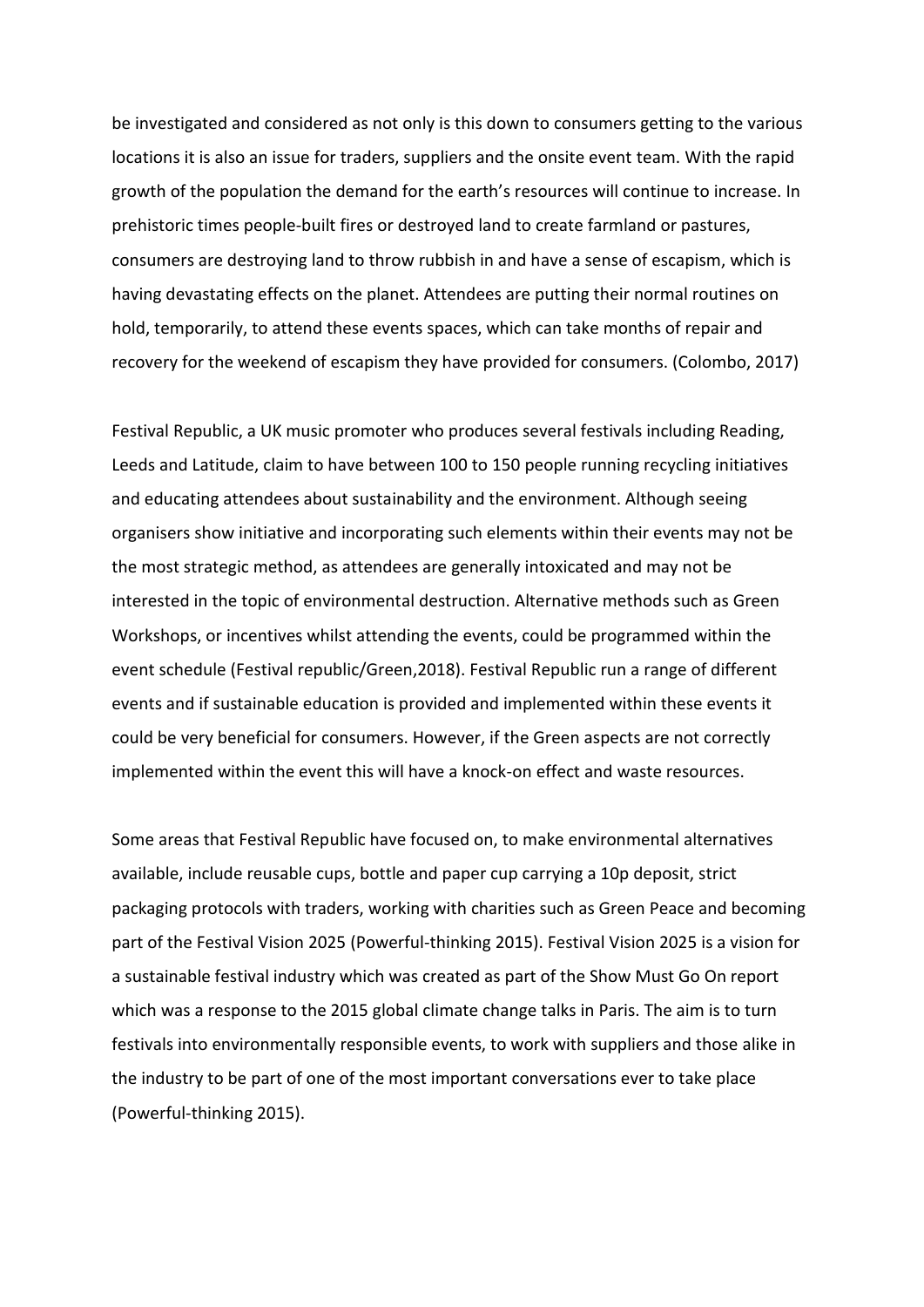be investigated and considered as not only is this down to consumers getting to the various locations it is also an issue for traders, suppliers and the onsite event team. With the rapid growth of the population the demand for the earth's resources will continue to increase. In prehistoric times people-built fires or destroyed land to create farmland or pastures, consumers are destroying land to throw rubbish in and have a sense of escapism, which is having devastating effects on the planet. Attendees are putting their normal routines on hold, temporarily, to attend these events spaces, which can take months of repair and recovery for the weekend of escapism they have provided for consumers. (Colombo, 2017)

Festival Republic, a UK music promoter who produces several festivals including Reading, Leeds and Latitude, claim to have between 100 to 150 people running recycling initiatives and educating attendees about sustainability and the environment. Although seeing organisers show initiative and incorporating such elements within their events may not be the most strategic method, as attendees are generally intoxicated and may not be interested in the topic of environmental destruction. Alternative methods such as Green Workshops, or incentives whilst attending the events, could be programmed within the event schedule (Festival republic/Green,2018). Festival Republic run a range of different events and if sustainable education is provided and implemented within these events it could be very beneficial for consumers. However, if the Green aspects are not correctly implemented within the event this will have a knock-on effect and waste resources.

Some areas that Festival Republic have focused on, to make environmental alternatives available, include reusable cups, bottle and paper cup carrying a 10p deposit, strict packaging protocols with traders, working with charities such as Green Peace and becoming part of the Festival Vision 2025 (Powerful-thinking 2015). Festival Vision 2025 is a vision for a sustainable festival industry which was created as part of the Show Must Go On report which was a response to the 2015 global climate change talks in Paris. The aim is to turn festivals into environmentally responsible events, to work with suppliers and those alike in the industry to be part of one of the most important conversations ever to take place (Powerful-thinking 2015).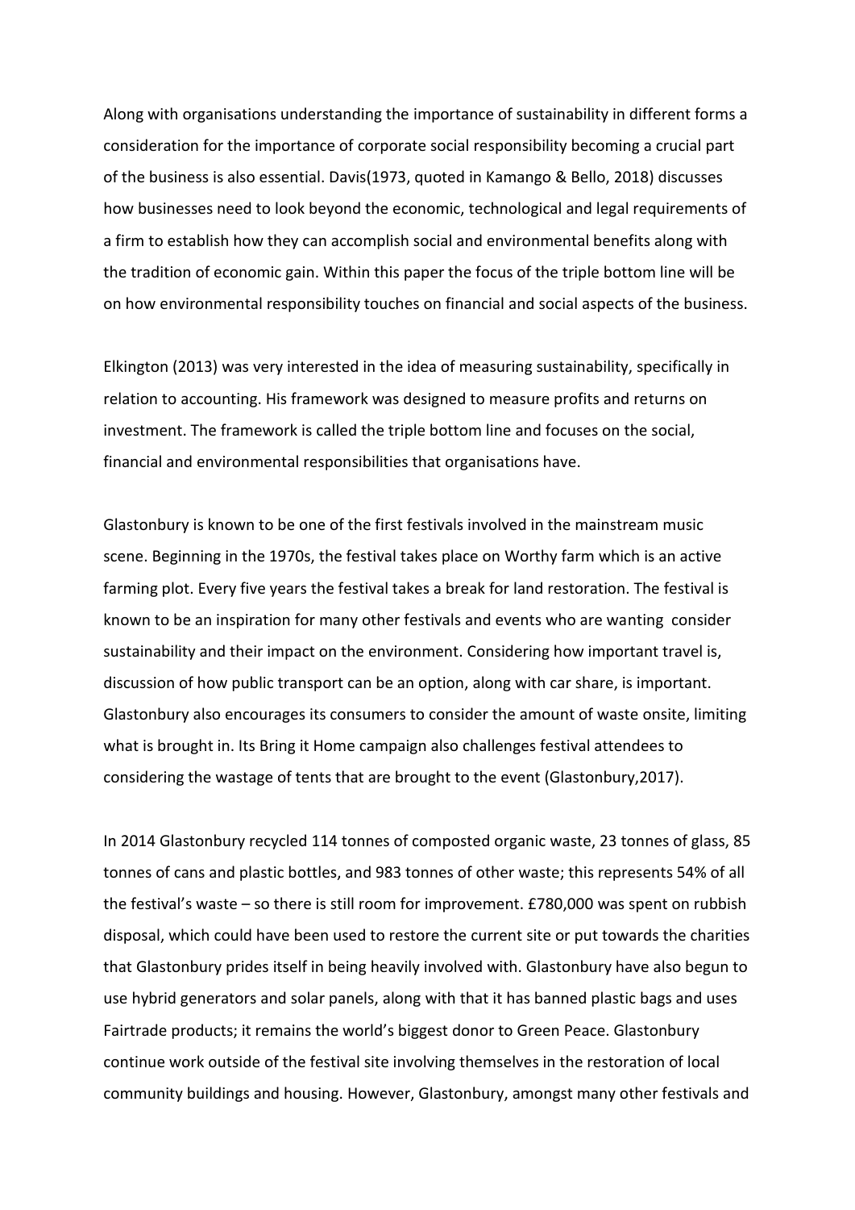Along with organisations understanding the importance of sustainability in different forms a consideration for the importance of corporate social responsibility becoming a crucial part of the business is also essential. Davis(1973, quoted in Kamango & Bello, 2018) discusses how businesses need to look beyond the economic, technological and legal requirements of a firm to establish how they can accomplish social and environmental benefits along with the tradition of economic gain. Within this paper the focus of the triple bottom line will be on how environmental responsibility touches on financial and social aspects of the business.

Elkington (2013) was very interested in the idea of measuring sustainability, specifically in relation to accounting. His framework was designed to measure profits and returns on investment. The framework is called the triple bottom line and focuses on the social, financial and environmental responsibilities that organisations have.

Glastonbury is known to be one of the first festivals involved in the mainstream music scene. Beginning in the 1970s, the festival takes place on Worthy farm which is an active farming plot. Every five years the festival takes a break for land restoration. The festival is known to be an inspiration for many other festivals and events who are wanting  consider sustainability and their impact on the environment. Considering how important travel is, discussion of how public transport can be an option, along with car share, is important. Glastonbury also encourages its consumers to consider the amount of waste onsite, limiting what is brought in. Its Bring it Home campaign also challenges festival attendees to considering the wastage of tents that are brought to the event (Glastonbury,2017).

In 2014 Glastonbury recycled 114 tonnes of composted organic waste, 23 tonnes of glass, 85 tonnes of cans and plastic bottles, and 983 tonnes of other waste; this represents 54% of all the festival's waste – so there is still room for improvement. £780,000 was spent on rubbish disposal, which could have been used to restore the current site or put towards the charities that Glastonbury prides itself in being heavily involved with. Glastonbury have also begun to use hybrid generators and solar panels, along with that it has banned plastic bags and uses Fairtrade products; it remains the world's biggest donor to Green Peace. Glastonbury continue work outside of the festival site involving themselves in the restoration of local community buildings and housing. However, Glastonbury, amongst many other festivals and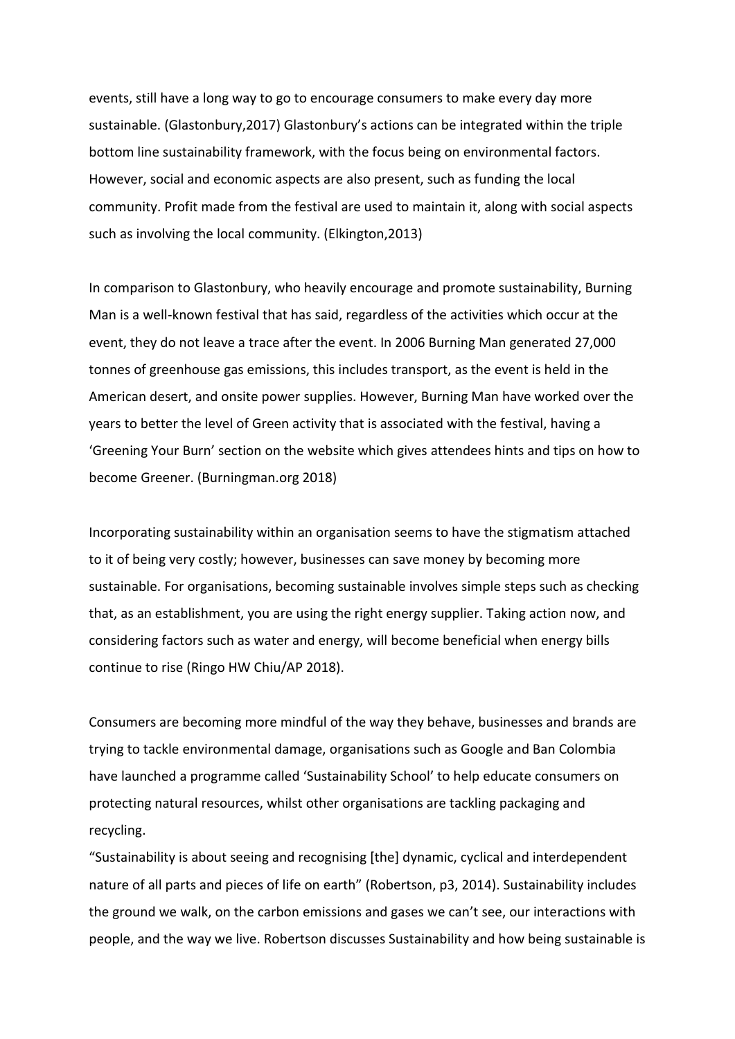events, still have a long way to go to encourage consumers to make every day more sustainable. (Glastonbury,2017) Glastonbury's actions can be integrated within the triple bottom line sustainability framework, with the focus being on environmental factors. However, social and economic aspects are also present, such as funding the local community. Profit made from the festival are used to maintain it, along with social aspects such as involving the local community. (Elkington,2013)

In comparison to Glastonbury, who heavily encourage and promote sustainability, Burning Man is a well-known festival that has said, regardless of the activities which occur at the event, they do not leave a trace after the event. In 2006 Burning Man generated 27,000 tonnes of greenhouse gas emissions, this includes transport, as the event is held in the American desert, and onsite power supplies. However, Burning Man have worked over the years to better the level of Green activity that is associated with the festival, having a 'Greening Your Burn' section on the website which gives attendees hints and tips on how to become Greener. (Burningman.org 2018)

Incorporating sustainability within an organisation seems to have the stigmatism attached to it of being very costly; however, businesses can save money by becoming more sustainable. For organisations, becoming sustainable involves simple steps such as checking that, as an establishment, you are using the right energy supplier. Taking action now, and considering factors such as water and energy, will become beneficial when energy bills continue to rise (Ringo HW Chiu/AP 2018).

Consumers are becoming more mindful of the way they behave, businesses and brands are trying to tackle environmental damage, organisations such as Google and Ban Colombia have launched a programme called 'Sustainability School' to help educate consumers on protecting natural resources, whilst other organisations are tackling packaging and recycling.
"Sustainability is about seeing and recognising [the] dynamic, cyclical and interdependent nature of all parts and pieces of life on earth" (Robertson, p3, 2014). Sustainability includes the ground we walk, on the carbon emissions and gases we can't see, our interactions with people, and the way we live. Robertson discusses Sustainability and how being sustainable is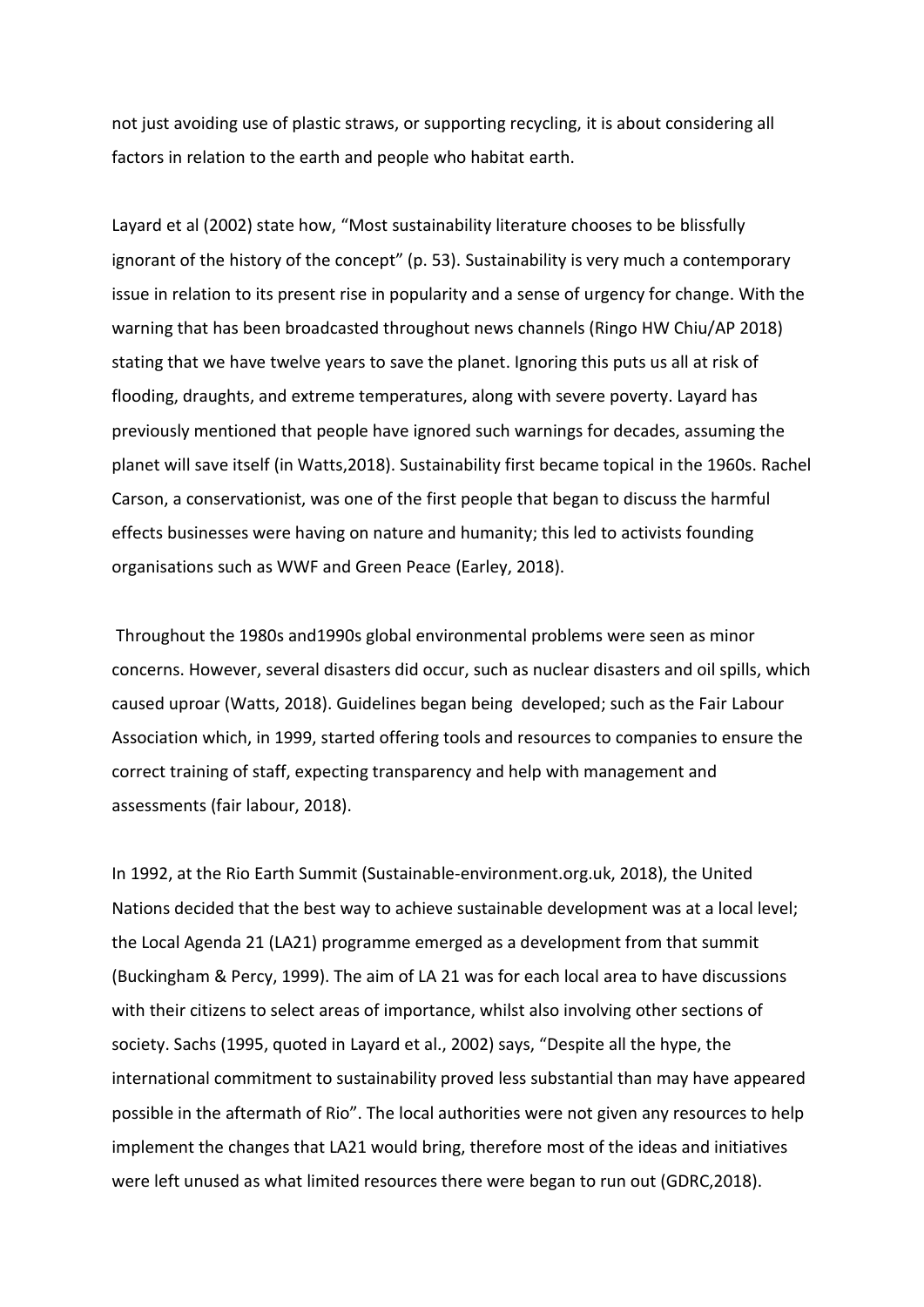not just avoiding use of plastic straws, or supporting recycling, it is about considering all factors in relation to the earth and people who habitat earth.

Layard et al (2002) state how, "Most sustainability literature chooses to be blissfully ignorant of the history of the concept" (p. 53). Sustainability is very much a contemporary issue in relation to its present rise in popularity and a sense of urgency for change. With the warning that has been broadcasted throughout news channels (Ringo HW Chiu/AP 2018) stating that we have twelve years to save the planet. Ignoring this puts us all at risk of flooding, draughts, and extreme temperatures, along with severe poverty. Layard has previously mentioned that people have ignored such warnings for decades, assuming the planet will save itself (in Watts,2018). Sustainability first became topical in the 1960s. Rachel Carson, a conservationist, was one of the first people that began to discuss the harmful effects businesses were having on nature and humanity; this led to activists founding organisations such as WWF and Green Peace (Earley, 2018).

Throughout the 1980s and1990s global environmental problems were seen as minor concerns. However, several disasters did occur, such as nuclear disasters and oil spills, which caused uproar (Watts, 2018). Guidelines began being developed; such as the Fair Labour Association which, in 1999, started offering tools and resources to companies to ensure the correct training of staff, expecting transparency and help with management and assessments (fair labour, 2018).

In 1992, at the Rio Earth Summit (Sustainable-environment.org.uk, 2018), the United Nations decided that the best way to achieve sustainable development was at a local level; the Local Agenda 21 (LA21) programme emerged as a development from that summit (Buckingham & Percy, 1999). The aim of LA 21 was for each local area to have discussions with their citizens to select areas of importance, whilst also involving other sections of society. Sachs (1995, quoted in Layard et al., 2002) says, "Despite all the hype, the international commitment to sustainability proved less substantial than may have appeared possible in the aftermath of Rio". The local authorities were not given any resources to help implement the changes that LA21 would bring, therefore most of the ideas and initiatives were left unused as what limited resources there were began to run out (GDRC,2018).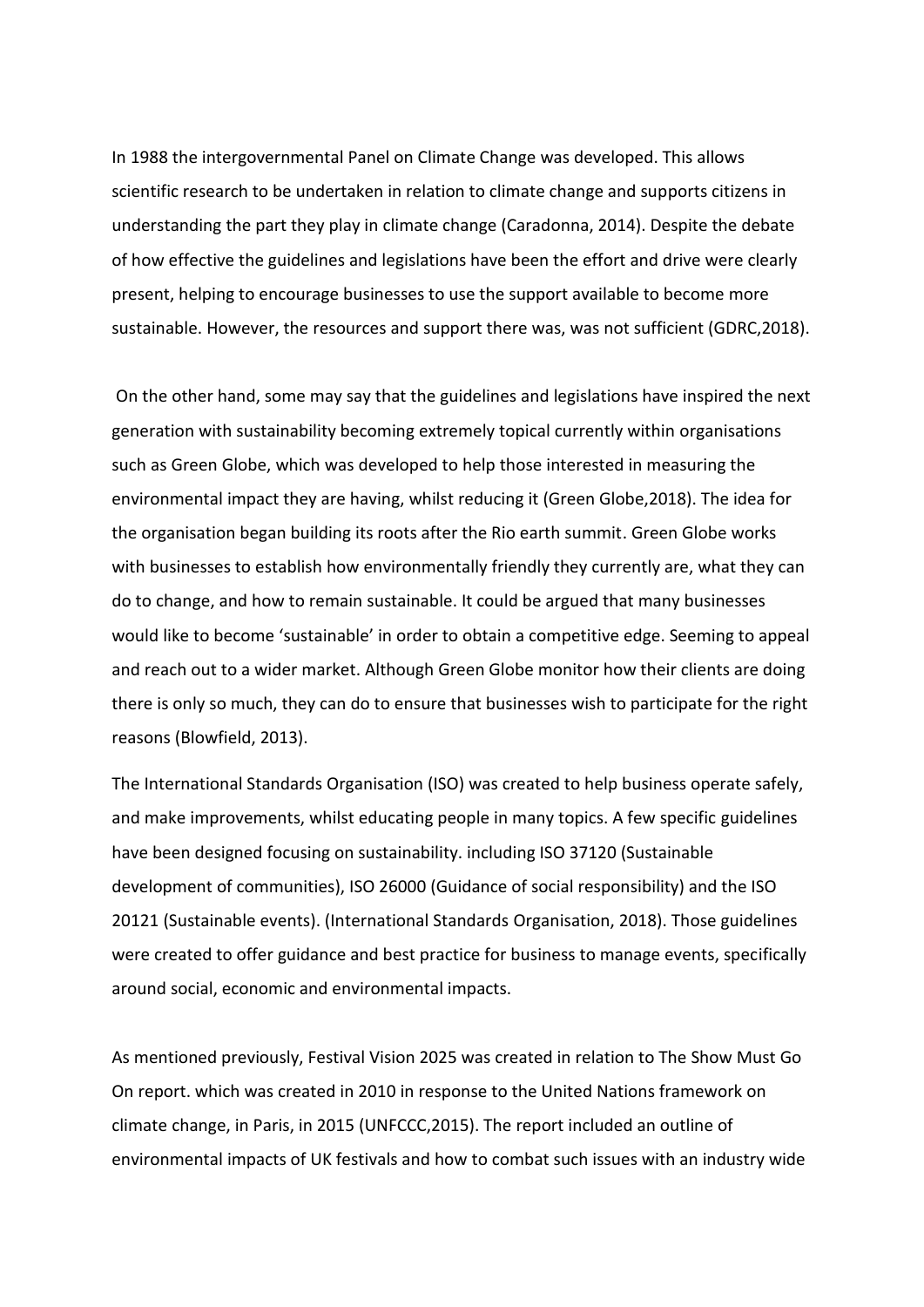In 1988 the intergovernmental Panel on Climate Change was developed. This allows scientific research to be undertaken in relation to climate change and supports citizens in understanding the part they play in climate change (Caradonna, 2014). Despite the debate of how effective the guidelines and legislations have been the effort and drive were clearly present, helping to encourage businesses to use the support available to become more sustainable. However, the resources and support there was, was not sufficient (GDRC,2018).

On the other hand, some may say that the guidelines and legislations have inspired the next generation with sustainability becoming extremely topical currently within organisations such as Green Globe, which was developed to help those interested in measuring the environmental impact they are having, whilst reducing it (Green Globe,2018). The idea for the organisation began building its roots after the Rio earth summit. Green Globe works with businesses to establish how environmentally friendly they currently are, what they can do to change, and how to remain sustainable. It could be argued that many businesses would like to become 'sustainable' in order to obtain a competitive edge. Seeming to appeal and reach out to a wider market. Although Green Globe monitor how their clients are doing there is only so much, they can do to ensure that businesses wish to participate for the right reasons (Blowfield, 2013).

The International Standards Organisation (ISO) was created to help business operate safely, and make improvements, whilst educating people in many topics. A few specific guidelines have been designed focusing on sustainability. including ISO 37120 (Sustainable development of communities), ISO 26000 (Guidance of social responsibility) and the ISO 20121 (Sustainable events). (International Standards Organisation, 2018). Those guidelines were created to offer guidance and best practice for business to manage events, specifically around social, economic and environmental impacts.

As mentioned previously, Festival Vision 2025 was created in relation to The Show Must Go On report. which was created in 2010 in response to the United Nations framework on climate change, in Paris, in 2015 (UNFCCC,2015). The report included an outline of environmental impacts of UK festivals and how to combat such issues with an industry wide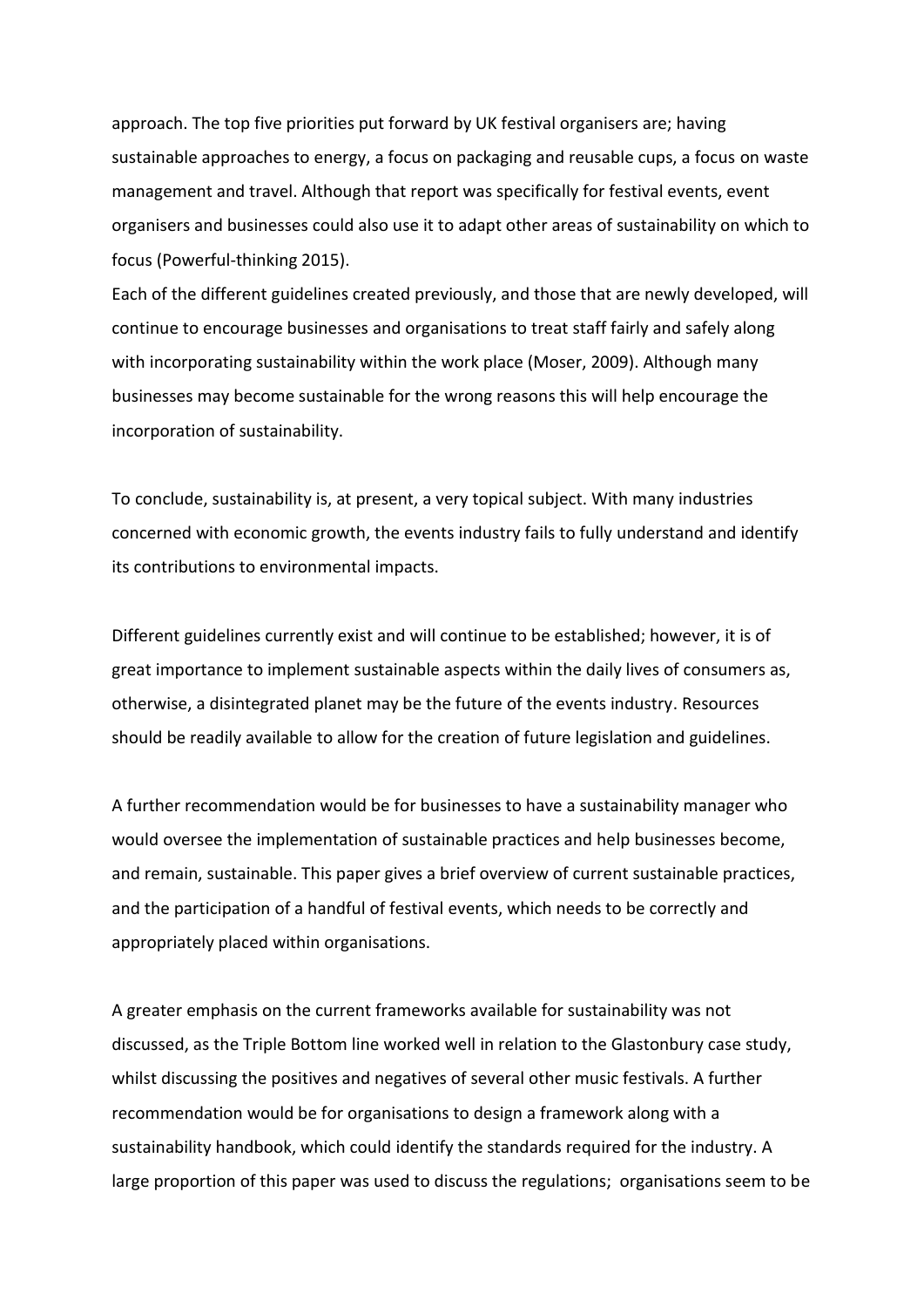approach. The top five priorities put forward by UK festival organisers are; having sustainable approaches to energy, a focus on packaging and reusable cups, a focus on waste management and travel. Although that report was specifically for festival events, event organisers and businesses could also use it to adapt other areas of sustainability on which to focus (Powerful-thinking 2015).

Each of the different guidelines created previously, and those that are newly developed, will continue to encourage businesses and organisations to treat staff fairly and safely along with incorporating sustainability within the work place (Moser, 2009). Although many businesses may become sustainable for the wrong reasons this will help encourage the incorporation of sustainability.

To conclude, sustainability is, at present, a very topical subject. With many industries concerned with economic growth, the events industry fails to fully understand and identify its contributions to environmental impacts.

Different guidelines currently exist and will continue to be established; however, it is of great importance to implement sustainable aspects within the daily lives of consumers as, otherwise, a disintegrated planet may be the future of the events industry. Resources should be readily available to allow for the creation of future legislation and guidelines.

A further recommendation would be for businesses to have a sustainability manager who would oversee the implementation of sustainable practices and help businesses become, and remain, sustainable. This paper gives a brief overview of current sustainable practices, and the participation of a handful of festival events, which needs to be correctly and appropriately placed within organisations.

A greater emphasis on the current frameworks available for sustainability was not discussed, as the Triple Bottom line worked well in relation to the Glastonbury case study, whilst discussing the positives and negatives of several other music festivals. A further recommendation would be for organisations to design a framework along with a sustainability handbook, which could identify the standards required for the industry. A large proportion of this paper was used to discuss the regulations; organisations seem to be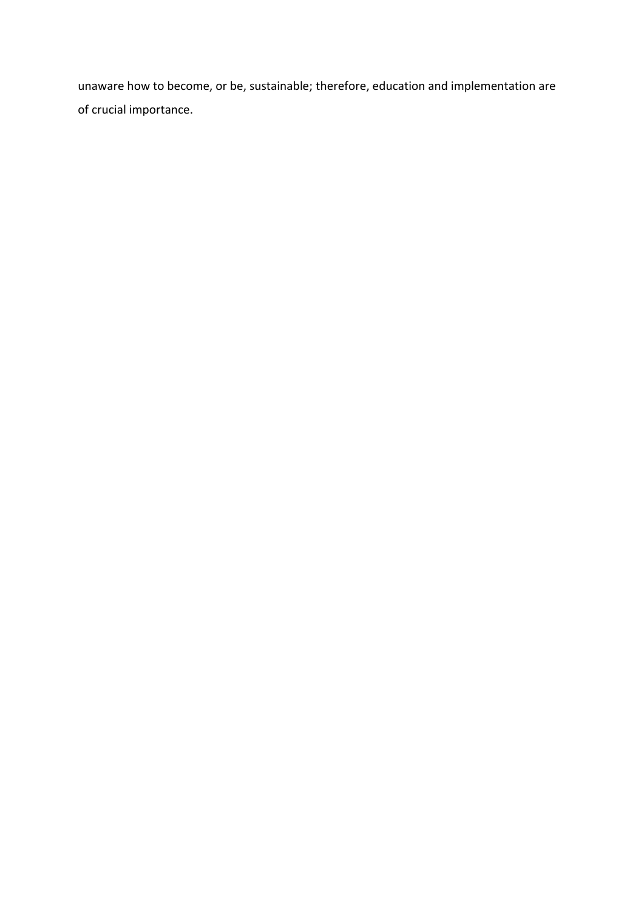unaware how to become, or be, sustainable; therefore, education and implementation are of crucial importance.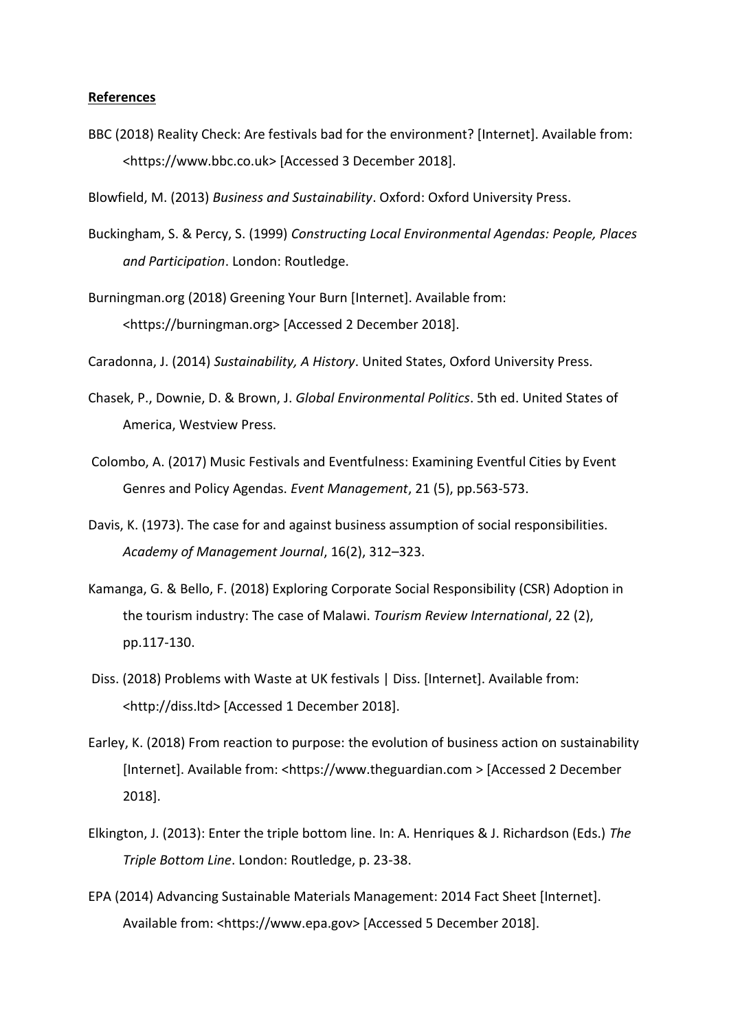**References**

BBC (2018) Reality Check: Are festivals bad for the environment? [Internet]. Available from: <https://www.bbc.co.uk> [Accessed 3 December 2018].

Blowfield, M. (2013) *Business and Sustainability*. Oxford: Oxford University Press.

Buckingham, S. & Percy, S. (1999) *Constructing Local Environmental Agendas: People, Places and Participation*. London: Routledge.

Burningman.org (2018) Greening Your Burn [Internet]. Available from: <https://burningman.org> [Accessed 2 December 2018].

Caradonna, J. (2014) *Sustainability, A History*. United States, Oxford University Press.

Chasek, P., Downie, D. & Brown, J. *Global Environmental Politics*. 5th ed. United States of America, Westview Press.

Colombo, A. (2017) Music Festivals and Eventfulness: Examining Eventful Cities by Event Genres and Policy Agendas. *Event Management*, 21 (5), pp.563-573.

Davis, K. (1973). The case for and against business assumption of social responsibilities. *Academy of Management Journal*, 16(2), 312–323.

Kamanga, G. & Bello, F. (2018) Exploring Corporate Social Responsibility (CSR) Adoption in the tourism industry: The case of Malawi. *Tourism Review International*, 22 (2), pp.117-130.

Diss. (2018) Problems with Waste at UK festivals | Diss. [Internet]. Available from: <http://diss.ltd> [Accessed 1 December 2018].

Earley, K. (2018) From reaction to purpose: the evolution of business action on sustainability [Internet]. Available from: <https://www.theguardian.com > [Accessed 2 December 2018].

Elkington, J. (2013): Enter the triple bottom line. In: A. Henriques & J. Richardson (Eds.) *The Triple Bottom Line*. London: Routledge, p. 23-38.

EPA (2014) Advancing Sustainable Materials Management: 2014 Fact Sheet [Internet]. Available from: <https://www.epa.gov> [Accessed 5 December 2018].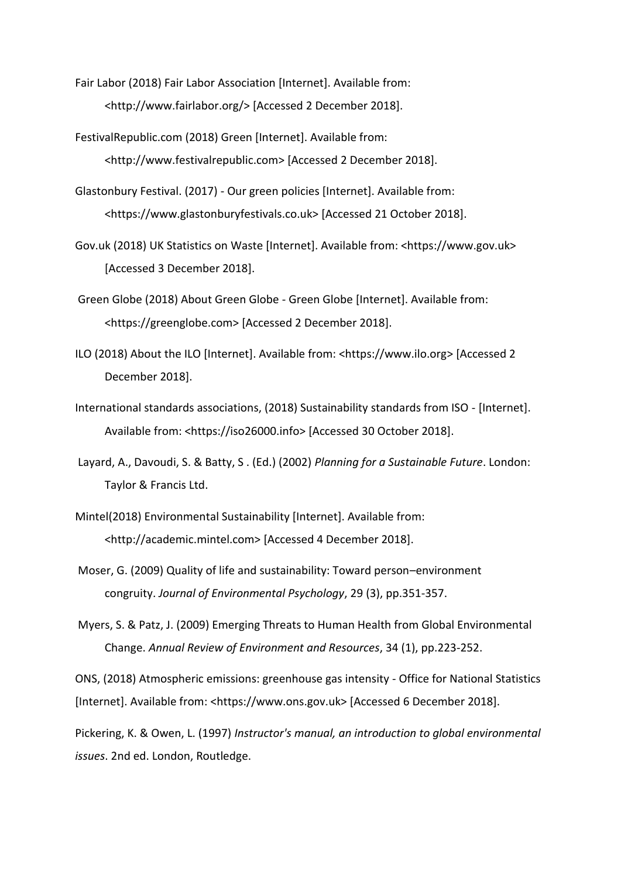Fair Labor (2018) Fair Labor Association [Internet]. Available from: <http://www.fairlabor.org/> [Accessed 2 December 2018].

FestivalRepublic.com (2018) Green [Internet]. Available from: <http://www.festivalrepublic.com> [Accessed 2 December 2018].

Glastonbury Festival. (2017) - Our green policies [Internet]. Available from: <https://www.glastonburyfestivals.co.uk> [Accessed 21 October 2018].

Gov.uk (2018) UK Statistics on Waste [Internet]. Available from: <https://www.gov.uk> [Accessed 3 December 2018].

Green Globe (2018) About Green Globe - Green Globe [Internet]. Available from: <https://greenglobe.com> [Accessed 2 December 2018].

ILO (2018) About the ILO [Internet]. Available from: <https://www.ilo.org> [Accessed 2 December 2018].

International standards associations, (2018) Sustainability standards from ISO - [Internet]. Available from: <https://iso26000.info> [Accessed 30 October 2018].

Layard, A., Davoudi, S. & Batty, S . (Ed.) (2002) *Planning for a Sustainable Future*. London: Taylor & Francis Ltd.

Mintel(2018) Environmental Sustainability [Internet]. Available from: <http://academic.mintel.com> [Accessed 4 December 2018].

Moser, G. (2009) Quality of life and sustainability: Toward person–environment congruity. *Journal of Environmental Psychology*, 29 (3), pp.351-357.

Myers, S. & Patz, J. (2009) Emerging Threats to Human Health from Global Environmental Change. *Annual Review of Environment and Resources*, 34 (1), pp.223-252.

ONS, (2018) Atmospheric emissions: greenhouse gas intensity - Office for National Statistics [Internet]. Available from: <https://www.ons.gov.uk> [Accessed 6 December 2018].

Pickering, K. & Owen, L. (1997) *Instructor's manual, an introduction to global environmental issues*. 2nd ed. London, Routledge.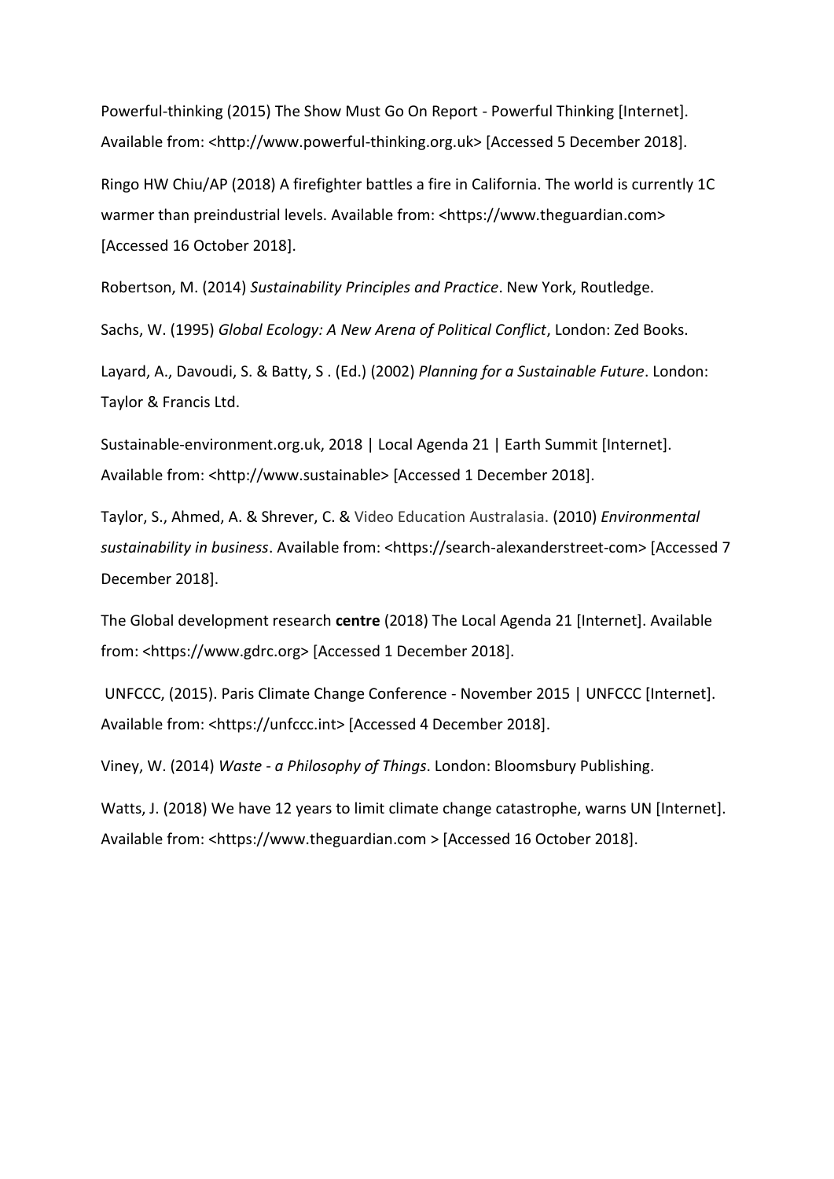Powerful-thinking (2015) The Show Must Go On Report - Powerful Thinking [Internet]. Available from: <http://www.powerful-thinking.org.uk> [Accessed 5 December 2018].

Ringo HW Chiu/AP (2018) A firefighter battles a fire in California. The world is currently 1C warmer than preindustrial levels. Available from: <https://www.theguardian.com> [Accessed 16 October 2018].

Robertson, M. (2014) *Sustainability Principles and Practice*. New York, Routledge.

Sachs, W. (1995) *Global Ecology: A New Arena of Political Conflict*, London: Zed Books.

Layard, A., Davoudi, S. & Batty, S . (Ed.) (2002) *Planning for a Sustainable Future*. London: Taylor & Francis Ltd.

Sustainable-environment.org.uk, 2018 | Local Agenda 21 | Earth Summit [Internet]. Available from: <http://www.sustainable> [Accessed 1 December 2018].

Taylor, S., Ahmed, A. & Shrever, C. & Video Education Australasia. (2010) *Environmental sustainability in business*. Available from: <https://search-alexanderstreet-com> [Accessed 7 December 2018].

The Global development research **centre** (2018) The Local Agenda 21 [Internet]. Available from: <https://www.gdrc.org> [Accessed 1 December 2018].

UNFCCC, (2015). Paris Climate Change Conference - November 2015 | UNFCCC [Internet]. Available from: <https://unfccc.int> [Accessed 4 December 2018].

Viney, W. (2014) *Waste - a Philosophy of Things*. London: Bloomsbury Publishing.

Watts, J. (2018) We have 12 years to limit climate change catastrophe, warns UN [Internet]. Available from: <https://www.theguardian.com > [Accessed 16 October 2018].